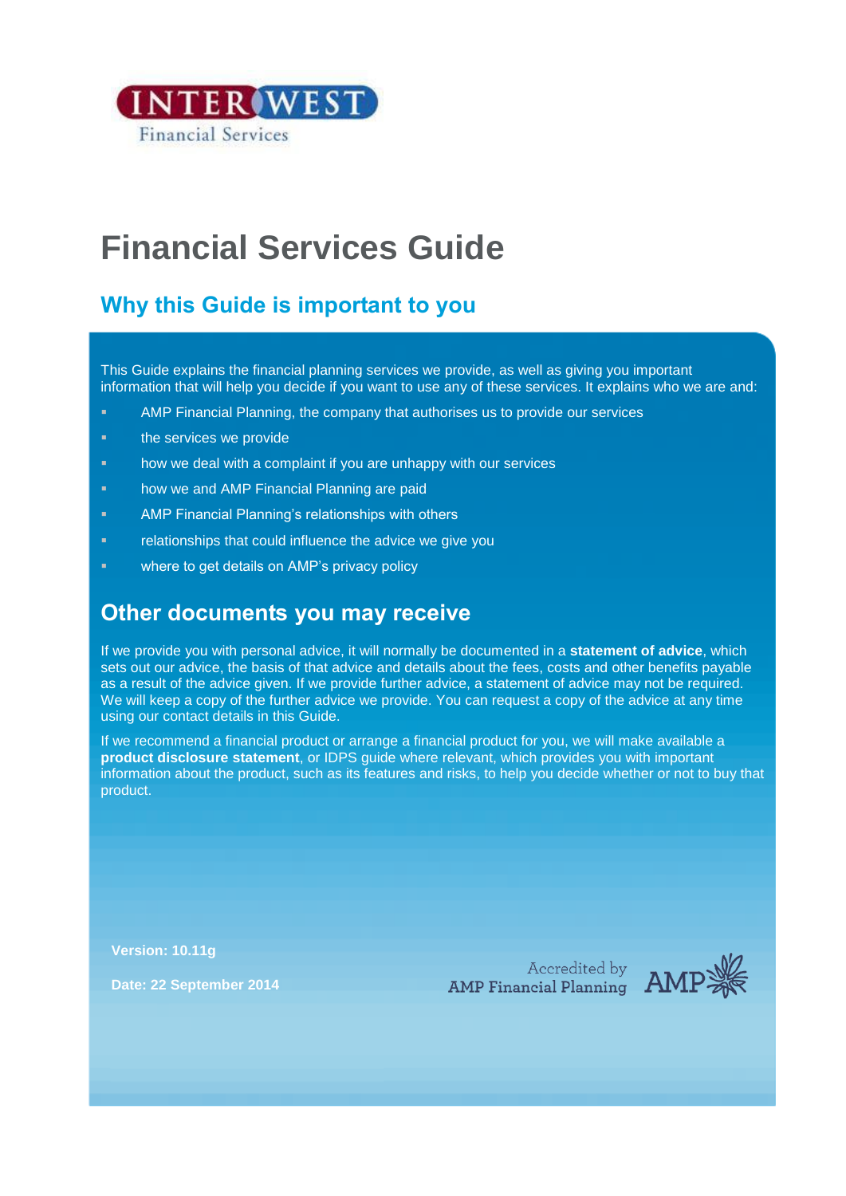INTERWEST Financial Services

# Financial Services Guide

## Why this Guide is important to you

This Guide explains the financial planning services we provide, as well as giving you important information that will help you decide if you want to use any of these services. It explains who we are and:

- AMP Financial Planning, the company that authorises us to provide our services
- the services we provide
- how we deal with a complaint if you are unhappy with our services
- how we and AMP Financial Planning are paid
- AMP Financial Planning's relationships with others
- relationships that could influence the advice we give you
- where to get details on AMP's privacy policy

## Other documents you may receive

If we provide you with personal advice, it will normally be documented in a **statement of advice**, which sets out our advice, the basis of that advice and details about the fees, costs and other benefits payable as a result of the advice given. If we provide further advice, a statement of advice may not be required. We will keep a copy of the further advice we provide. You can request a copy of the advice at any time using our contact details in this Guide.

If we recommend a financial product or arrange a financial product for you, we will make available a **product disclosure statement**, or IDPS guide where relevant, which provides you with important information about the product, such as its features and risks, to help you decide whether or not to buy that product.

**Version: 10.11g**

**Date: 22 September 2014**

Accredited by AMP Financial Planning AMP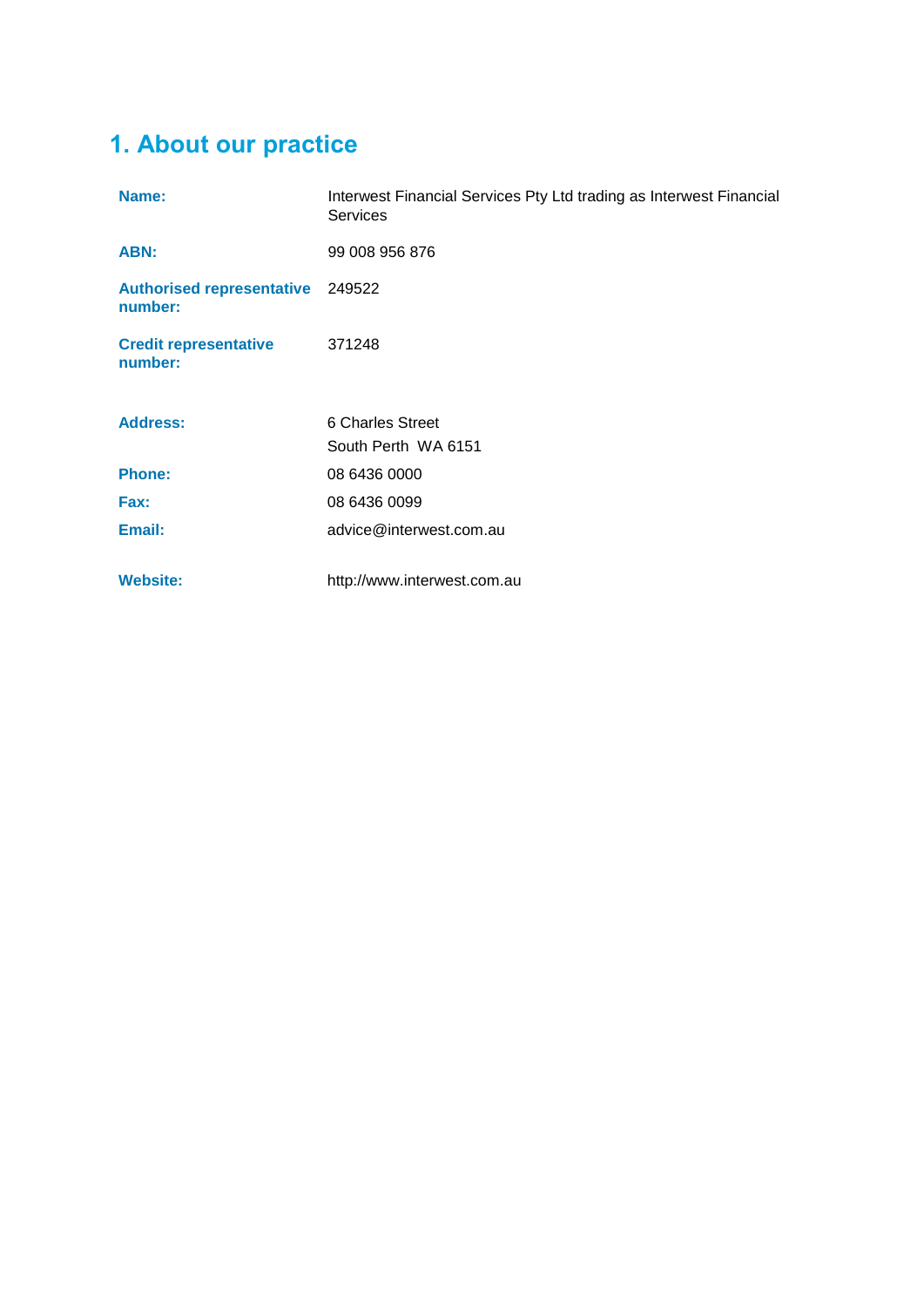# 1. About our practice

| | |
|---|---|
| **Name:** | Interwest Financial Services Pty Ltd trading as Interwest Financial Services |
| **ABN:** | 99 008 956 876 |
| **Authorised representative number:** | 249522 |
| **Credit representative number:** | 371248 |
| **Address:** | 6 Charles Street<br>South Perth WA 6151 |
| **Phone:** | 08 6436 0000 |
| **Fax:** | 08 6436 0099 |
| **Email:** | advice@interwest.com.au |
| **Website:** | http://www.interwest.com.au |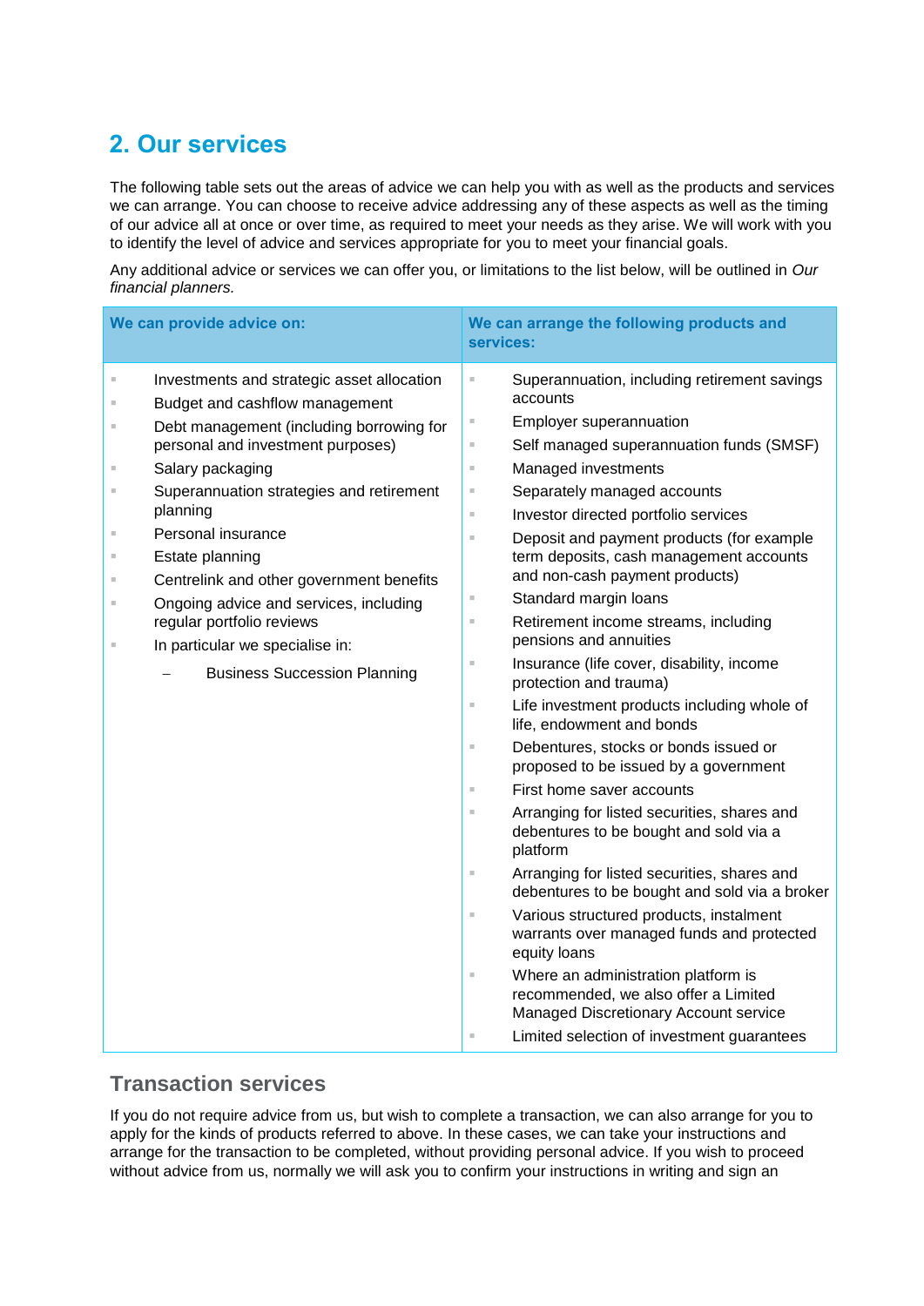## 2. Our services

The following table sets out the areas of advice we can help you with as well as the products and services we can arrange. You can choose to receive advice addressing any of these aspects as well as the timing of our advice all at once or over time, as required to meet your needs as they arise. We will work with you to identify the level of advice and services appropriate for you to meet your financial goals.

Any additional advice or services we can offer you, or limitations to the list below, will be outlined in *Our financial planners.*

| We can provide advice on: | We can arrange the following products and services: |
|---|---|
| ▪ Investments and strategic asset allocation<br>▪ Budget and cashflow management<br>▪ Debt management (including borrowing for personal and investment purposes)<br>▪ Salary packaging<br>▪ Superannuation strategies and retirement planning<br>▪ Personal insurance<br>▪ Estate planning<br>▪ Centrelink and other government benefits<br>▪ Ongoing advice and services, including regular portfolio reviews<br>▪ In particular we specialise in:<br>– Business Succession Planning | ▪ Superannuation, including retirement savings accounts<br>▪ Employer superannuation<br>▪ Self managed superannuation funds (SMSF)<br>▪ Managed investments<br>▪ Separately managed accounts<br>▪ Investor directed portfolio services<br>▪ Deposit and payment products (for example term deposits, cash management accounts and non-cash payment products)<br>▪ Standard margin loans<br>▪ Retirement income streams, including pensions and annuities<br>▪ Insurance (life cover, disability, income protection and trauma)<br>▪ Life investment products including whole of life, endowment and bonds<br>▪ Debentures, stocks or bonds issued or proposed to be issued by a government<br>▪ First home saver accounts<br>▪ Arranging for listed securities, shares and debentures to be bought and sold via a platform<br>▪ Arranging for listed securities, shares and debentures to be bought and sold via a broker<br>▪ Various structured products, instalment warrants over managed funds and protected equity loans<br>▪ Where an administration platform is recommended, we also offer a Limited Managed Discretionary Account service<br>▪ Limited selection of investment guarantees |

### Transaction services

If you do not require advice from us, but wish to complete a transaction, we can also arrange for you to apply for the kinds of products referred to above. In these cases, we can take your instructions and arrange for the transaction to be completed, without providing personal advice. If you wish to proceed without advice from us, normally we will ask you to confirm your instructions in writing and sign an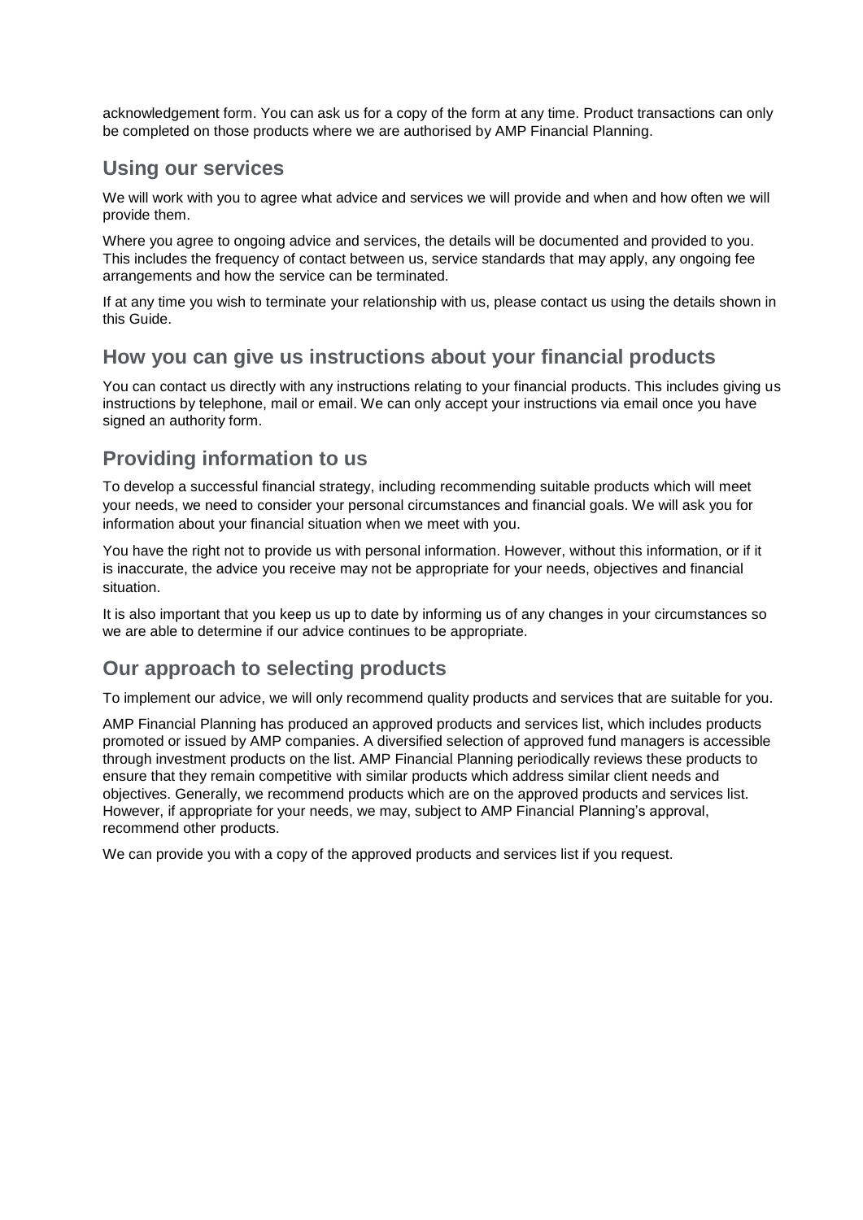acknowledgement form. You can ask us for a copy of the form at any time. Product transactions can only be completed on those products where we are authorised by AMP Financial Planning.

## Using our services

We will work with you to agree what advice and services we will provide and when and how often we will provide them.

Where you agree to ongoing advice and services, the details will be documented and provided to you. This includes the frequency of contact between us, service standards that may apply, any ongoing fee arrangements and how the service can be terminated.

If at any time you wish to terminate your relationship with us, please contact us using the details shown in this Guide.

## How you can give us instructions about your financial products

You can contact us directly with any instructions relating to your financial products. This includes giving us instructions by telephone, mail or email. We can only accept your instructions via email once you have signed an authority form.

## Providing information to us

To develop a successful financial strategy, including recommending suitable products which will meet your needs, we need to consider your personal circumstances and financial goals. We will ask you for information about your financial situation when we meet with you.

You have the right not to provide us with personal information. However, without this information, or if it is inaccurate, the advice you receive may not be appropriate for your needs, objectives and financial situation.

It is also important that you keep us up to date by informing us of any changes in your circumstances so we are able to determine if our advice continues to be appropriate.

## Our approach to selecting products

To implement our advice, we will only recommend quality products and services that are suitable for you.

AMP Financial Planning has produced an approved products and services list, which includes products promoted or issued by AMP companies. A diversified selection of approved fund managers is accessible through investment products on the list. AMP Financial Planning periodically reviews these products to ensure that they remain competitive with similar products which address similar client needs and objectives. Generally, we recommend products which are on the approved products and services list. However, if appropriate for your needs, we may, subject to AMP Financial Planning's approval, recommend other products.

We can provide you with a copy of the approved products and services list if you request.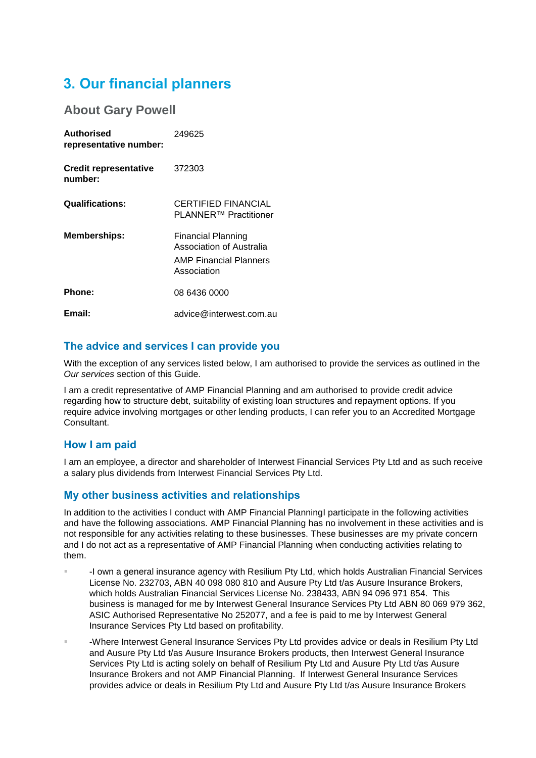# 3. Our financial planners

## About Gary Powell

| | |
|---|---|
| **Authorised representative number:** | 249625 |
| **Credit representative number:** | 372303 |
| **Qualifications:** | CERTIFIED FINANCIAL PLANNER™ Practitioner |
| **Memberships:** | Financial Planning Association of Australia<br>AMP Financial Planners Association |
| **Phone:** | 08 6436 0000 |
| **Email:** | advice@interwest.com.au |

### The advice and services I can provide you

With the exception of any services listed below, I am authorised to provide the services as outlined in the *Our services* section of this Guide.

I am a credit representative of AMP Financial Planning and am authorised to provide credit advice regarding how to structure debt, suitability of existing loan structures and repayment options. If you require advice involving mortgages or other lending products, I can refer you to an Accredited Mortgage Consultant.

### How I am paid

I am an employee, a director and shareholder of Interwest Financial Services Pty Ltd and as such receive a salary plus dividends from Interwest Financial Services Pty Ltd.

### My other business activities and relationships

In addition to the activities I conduct with AMP Financial PlanningI participate in the following activities and have the following associations. AMP Financial Planning has no involvement in these activities and is not responsible for any activities relating to these businesses. These businesses are my private concern and I do not act as a representative of AMP Financial Planning when conducting activities relating to them.

- -I own a general insurance agency with Resilium Pty Ltd, which holds Australian Financial Services License No. 232703, ABN 40 098 080 810 and Ausure Pty Ltd t/as Ausure Insurance Brokers, which holds Australian Financial Services License No. 238433, ABN 94 096 971 854. This business is managed for me by Interwest General Insurance Services Pty Ltd ABN 80 069 979 362, ASIC Authorised Representative No 252077, and a fee is paid to me by Interwest General Insurance Services Pty Ltd based on profitability.
- -Where Interwest General Insurance Services Pty Ltd provides advice or deals in Resilium Pty Ltd and Ausure Pty Ltd t/as Ausure Insurance Brokers products, then Interwest General Insurance Services Pty Ltd is acting solely on behalf of Resilium Pty Ltd and Ausure Pty Ltd t/as Ausure Insurance Brokers and not AMP Financial Planning. If Interwest General Insurance Services provides advice or deals in Resilium Pty Ltd and Ausure Pty Ltd t/as Ausure Insurance Brokers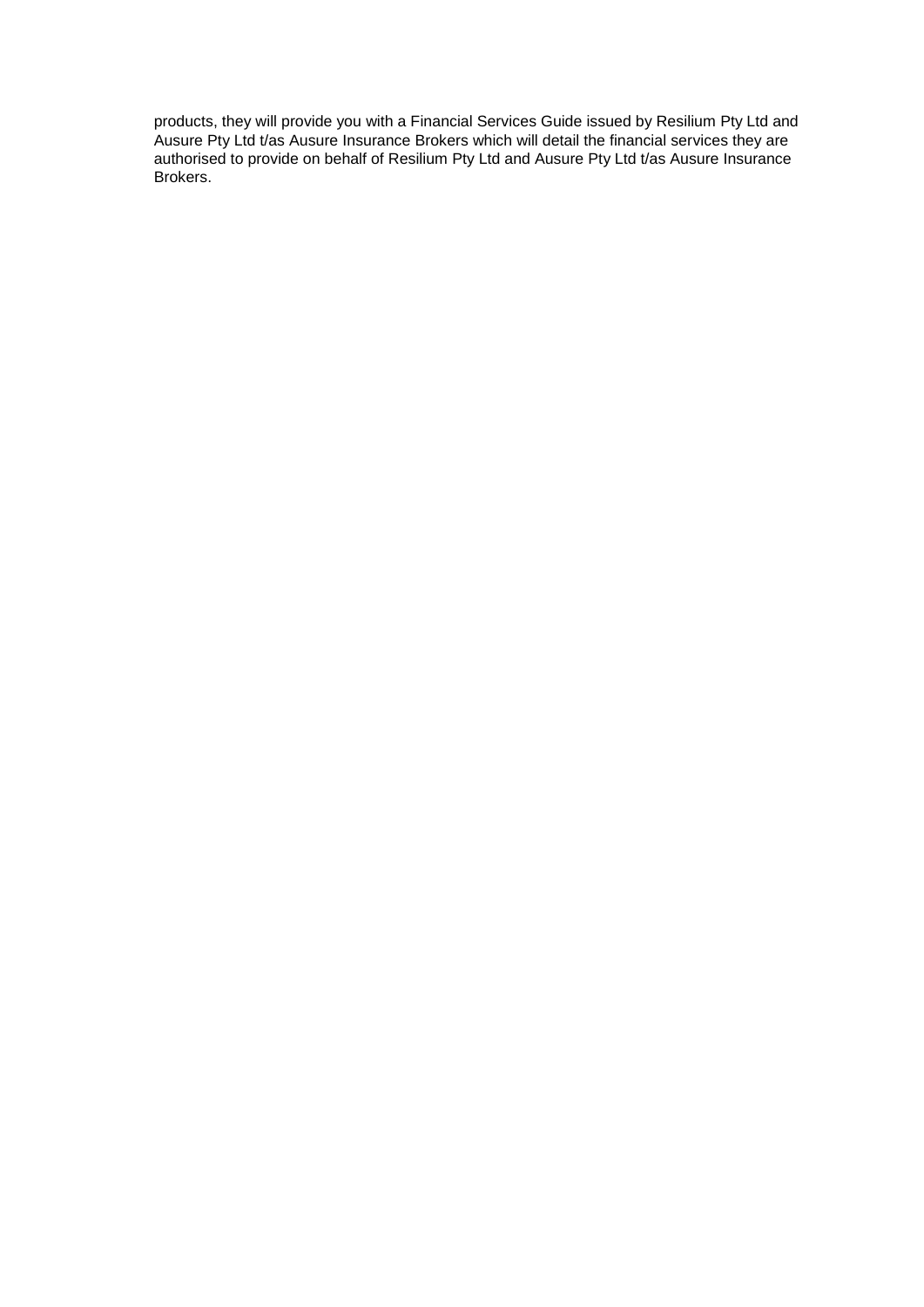products, they will provide you with a Financial Services Guide issued by Resilium Pty Ltd and Ausure Pty Ltd t/as Ausure Insurance Brokers which will detail the financial services they are authorised to provide on behalf of Resilium Pty Ltd and Ausure Pty Ltd t/as Ausure Insurance Brokers.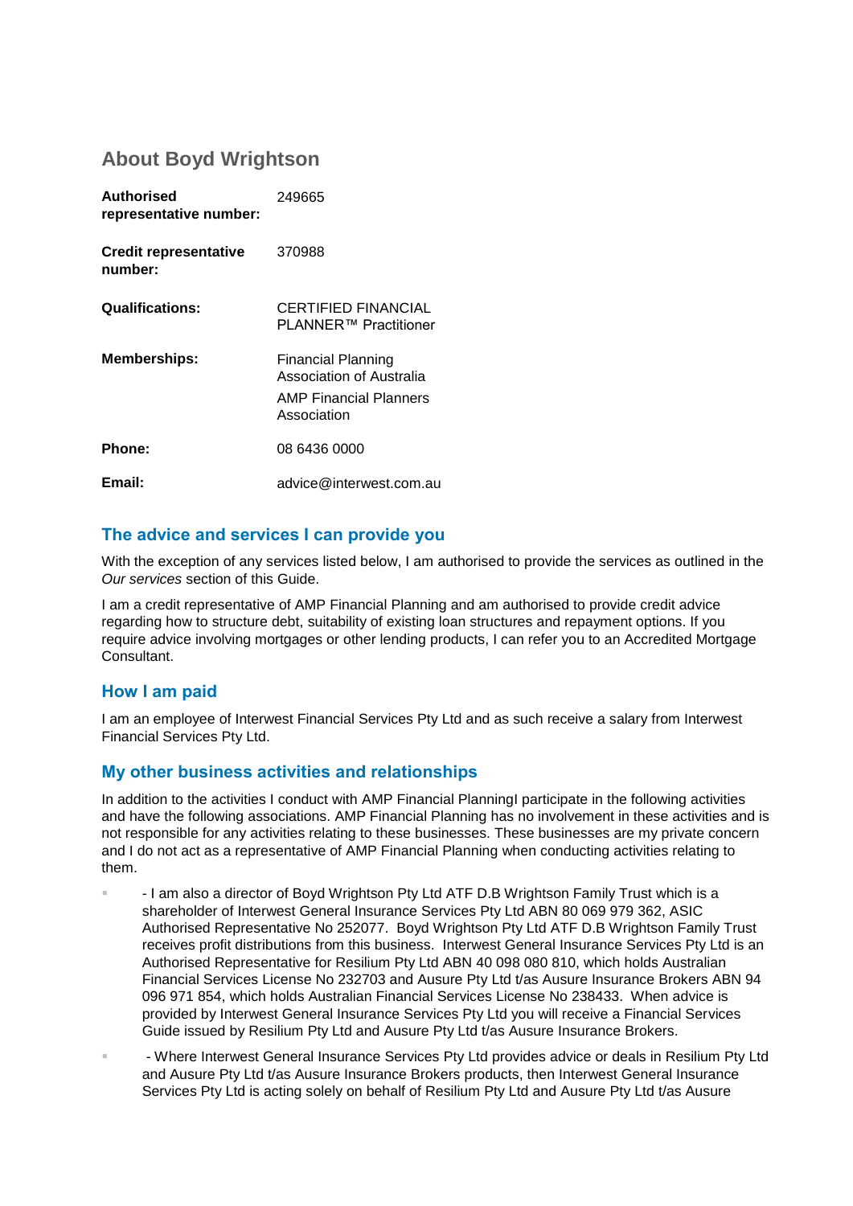## About Boyd Wrightson

| | |
|---|---|
| **Authorised representative number:** | 249665 |
| **Credit representative number:** | 370988 |
| **Qualifications:** | CERTIFIED FINANCIAL PLANNER™ Practitioner |
| **Memberships:** | Financial Planning Association of Australia<br>AMP Financial Planners Association |
| **Phone:** | 08 6436 0000 |
| **Email:** | advice@interwest.com.au |

### The advice and services I can provide you

With the exception of any services listed below, I am authorised to provide the services as outlined in the *Our services* section of this Guide.

I am a credit representative of AMP Financial Planning and am authorised to provide credit advice regarding how to structure debt, suitability of existing loan structures and repayment options. If you require advice involving mortgages or other lending products, I can refer you to an Accredited Mortgage Consultant.

### How I am paid

I am an employee of Interwest Financial Services Pty Ltd and as such receive a salary from Interwest Financial Services Pty Ltd.

### My other business activities and relationships

In addition to the activities I conduct with AMP Financial PlanningI participate in the following activities and have the following associations. AMP Financial Planning has no involvement in these activities and is not responsible for any activities relating to these businesses. These businesses are my private concern and I do not act as a representative of AMP Financial Planning when conducting activities relating to them.

- - I am also a director of Boyd Wrightson Pty Ltd ATF D.B Wrightson Family Trust which is a shareholder of Interwest General Insurance Services Pty Ltd ABN 80 069 979 362, ASIC Authorised Representative No 252077. Boyd Wrightson Pty Ltd ATF D.B Wrightson Family Trust receives profit distributions from this business. Interwest General Insurance Services Pty Ltd is an Authorised Representative for Resilium Pty Ltd ABN 40 098 080 810, which holds Australian Financial Services License No 232703 and Ausure Pty Ltd t/as Ausure Insurance Brokers ABN 94 096 971 854, which holds Australian Financial Services License No 238433. When advice is provided by Interwest General Insurance Services Pty Ltd you will receive a Financial Services Guide issued by Resilium Pty Ltd and Ausure Pty Ltd t/as Ausure Insurance Brokers.
- - Where Interwest General Insurance Services Pty Ltd provides advice or deals in Resilium Pty Ltd and Ausure Pty Ltd t/as Ausure Insurance Brokers products, then Interwest General Insurance Services Pty Ltd is acting solely on behalf of Resilium Pty Ltd and Ausure Pty Ltd t/as Ausure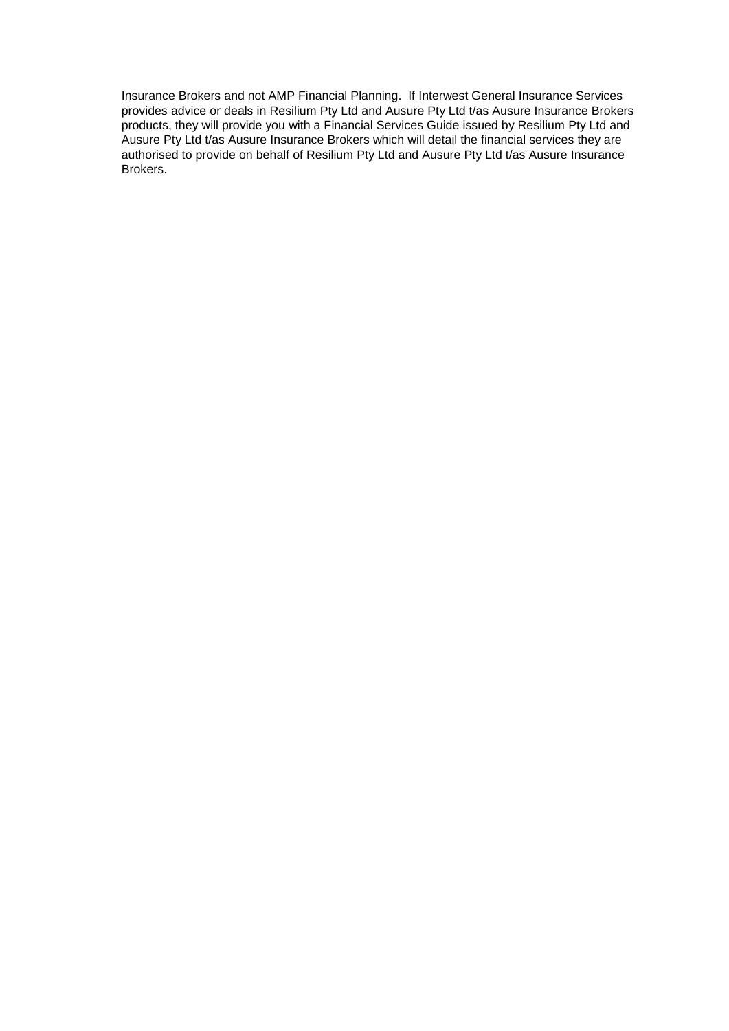Insurance Brokers and not AMP Financial Planning. If Interwest General Insurance Services provides advice or deals in Resilium Pty Ltd and Ausure Pty Ltd t/as Ausure Insurance Brokers products, they will provide you with a Financial Services Guide issued by Resilium Pty Ltd and Ausure Pty Ltd t/as Ausure Insurance Brokers which will detail the financial services they are authorised to provide on behalf of Resilium Pty Ltd and Ausure Pty Ltd t/as Ausure Insurance Brokers.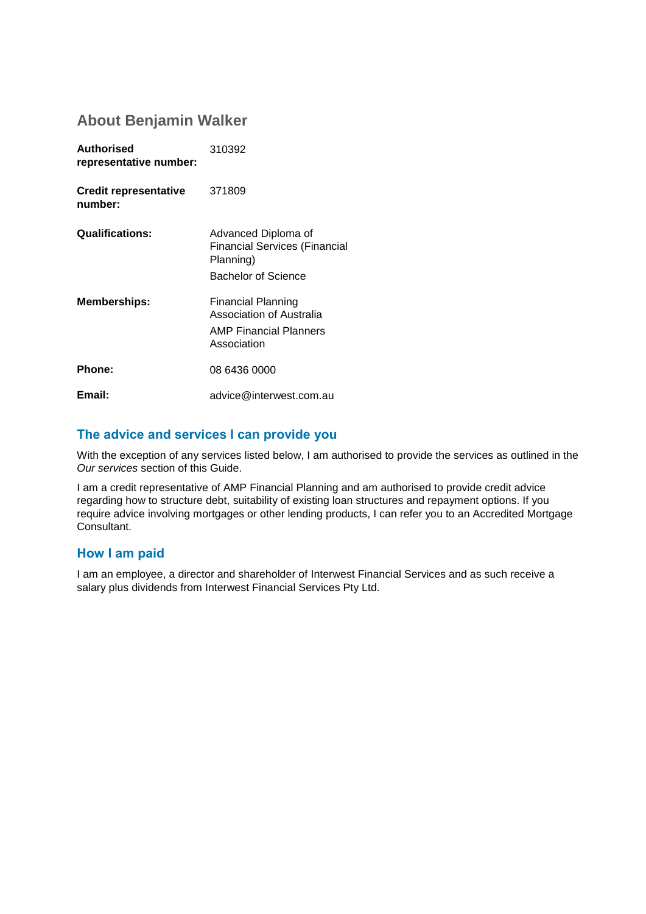## About Benjamin Walker

| | |
|---|---|
| **Authorised representative number:** | 310392 |
| **Credit representative number:** | 371809 |
| **Qualifications:** | Advanced Diploma of Financial Services (Financial Planning)<br>Bachelor of Science |
| **Memberships:** | Financial Planning Association of Australia<br>AMP Financial Planners Association |
| **Phone:** | 08 6436 0000 |
| **Email:** | advice@interwest.com.au |

### The advice and services I can provide you

With the exception of any services listed below, I am authorised to provide the services as outlined in the *Our services* section of this Guide.

I am a credit representative of AMP Financial Planning and am authorised to provide credit advice regarding how to structure debt, suitability of existing loan structures and repayment options. If you require advice involving mortgages or other lending products, I can refer you to an Accredited Mortgage Consultant.

### How I am paid

I am an employee, a director and shareholder of Interwest Financial Services and as such receive a salary plus dividends from Interwest Financial Services Pty Ltd.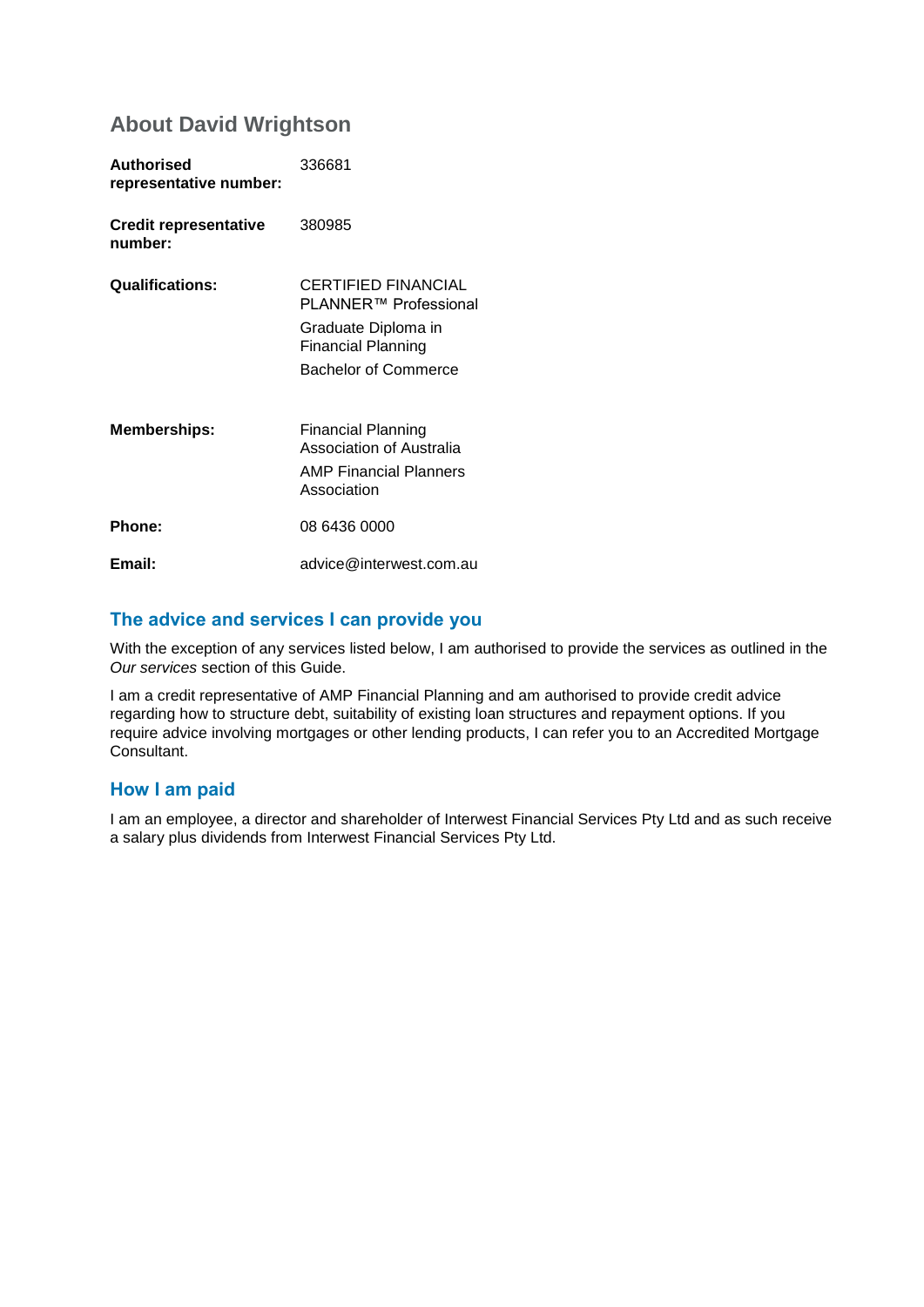## About David Wrightson

| | |
|---|---|
| **Authorised representative number:** | 336681 |
| **Credit representative number:** | 380985 |
| **Qualifications:** | CERTIFIED FINANCIAL PLANNER™ Professional<br>Graduate Diploma in Financial Planning<br>Bachelor of Commerce |
| **Memberships:** | Financial Planning Association of Australia<br>AMP Financial Planners Association |
| **Phone:** | 08 6436 0000 |
| **Email:** | advice@interwest.com.au |

### The advice and services I can provide you

With the exception of any services listed below, I am authorised to provide the services as outlined in the *Our services* section of this Guide.

I am a credit representative of AMP Financial Planning and am authorised to provide credit advice regarding how to structure debt, suitability of existing loan structures and repayment options. If you require advice involving mortgages or other lending products, I can refer you to an Accredited Mortgage Consultant.

### How I am paid

I am an employee, a director and shareholder of Interwest Financial Services Pty Ltd and as such receive a salary plus dividends from Interwest Financial Services Pty Ltd.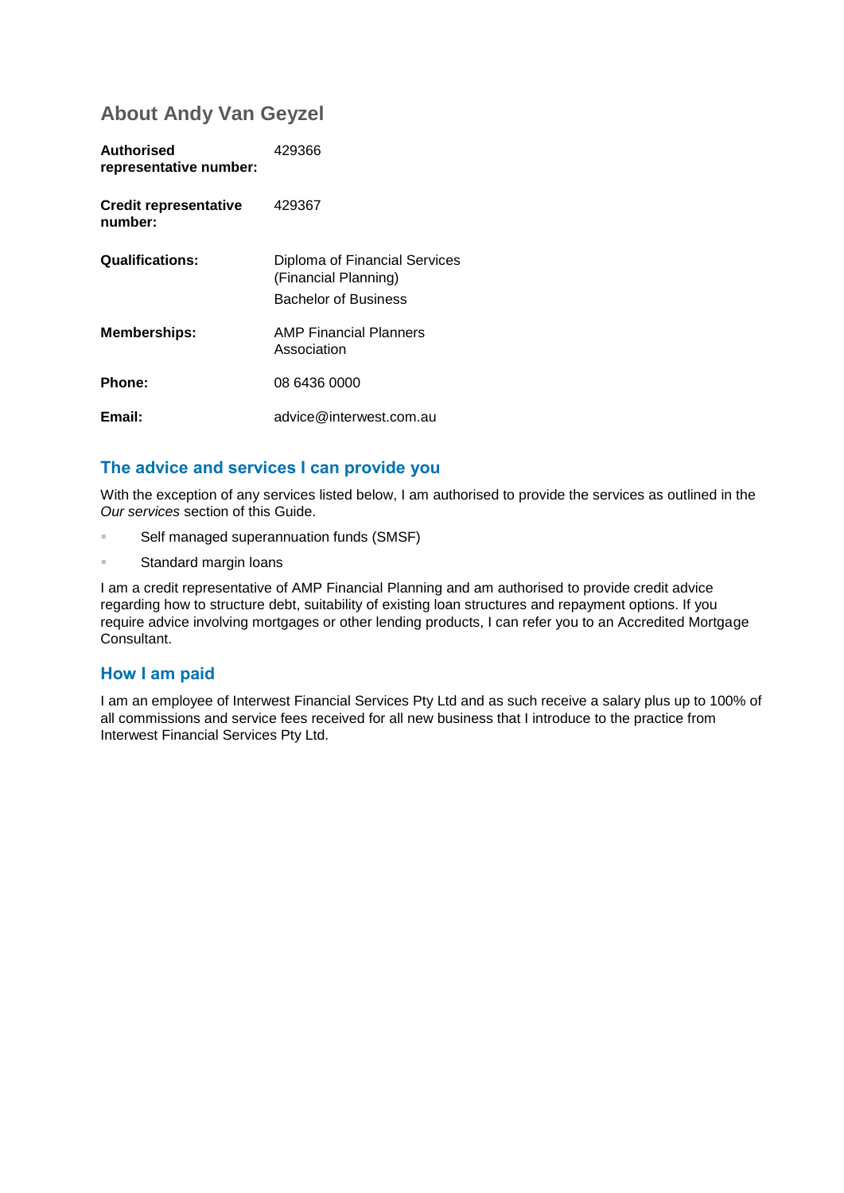## About Andy Van Geyzel

| | |
|---|---|
| **Authorised representative number:** | 429366 |
| **Credit representative number:** | 429367 |
| **Qualifications:** | Diploma of Financial Services (Financial Planning)<br>Bachelor of Business |
| **Memberships:** | AMP Financial Planners Association |
| **Phone:** | 08 6436 0000 |
| **Email:** | advice@interwest.com.au |

### The advice and services I can provide you

With the exception of any services listed below, I am authorised to provide the services as outlined in the *Our services* section of this Guide.

- Self managed superannuation funds (SMSF)
- Standard margin loans

I am a credit representative of AMP Financial Planning and am authorised to provide credit advice regarding how to structure debt, suitability of existing loan structures and repayment options. If you require advice involving mortgages or other lending products, I can refer you to an Accredited Mortgage Consultant.

### How I am paid

I am an employee of Interwest Financial Services Pty Ltd and as such receive a salary plus up to 100% of all commissions and service fees received for all new business that I introduce to the practice from Interwest Financial Services Pty Ltd.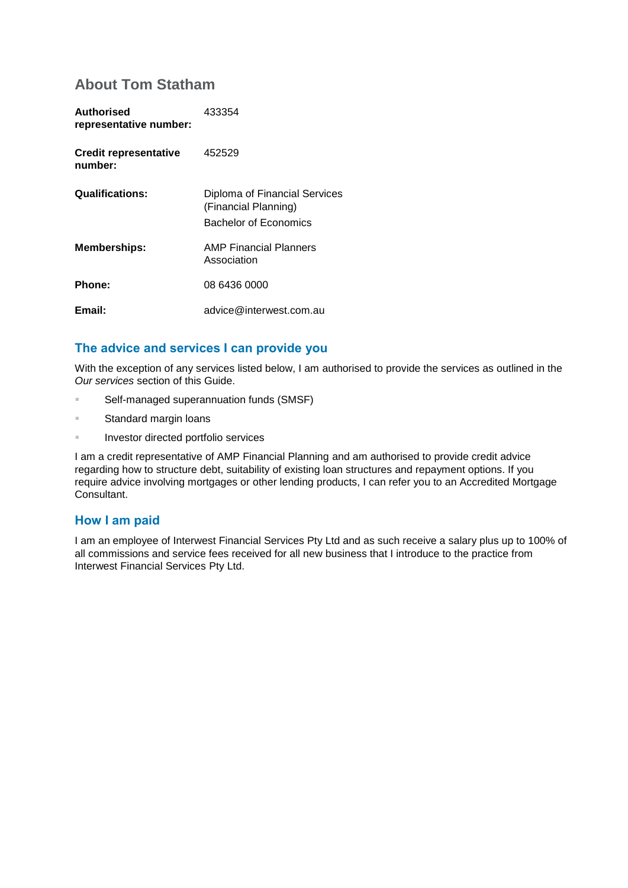## About Tom Statham

| | |
|---|---|
| **Authorised representative number:** | 433354 |
| **Credit representative number:** | 452529 |
| **Qualifications:** | Diploma of Financial Services (Financial Planning)<br>Bachelor of Economics |
| **Memberships:** | AMP Financial Planners Association |
| **Phone:** | 08 6436 0000 |
| **Email:** | advice@interwest.com.au |

### The advice and services I can provide you

With the exception of any services listed below, I am authorised to provide the services as outlined in the *Our services* section of this Guide.

- Self-managed superannuation funds (SMSF)
- Standard margin loans
- Investor directed portfolio services

I am a credit representative of AMP Financial Planning and am authorised to provide credit advice regarding how to structure debt, suitability of existing loan structures and repayment options. If you require advice involving mortgages or other lending products, I can refer you to an Accredited Mortgage Consultant.

### How I am paid

I am an employee of Interwest Financial Services Pty Ltd and as such receive a salary plus up to 100% of all commissions and service fees received for all new business that I introduce to the practice from Interwest Financial Services Pty Ltd.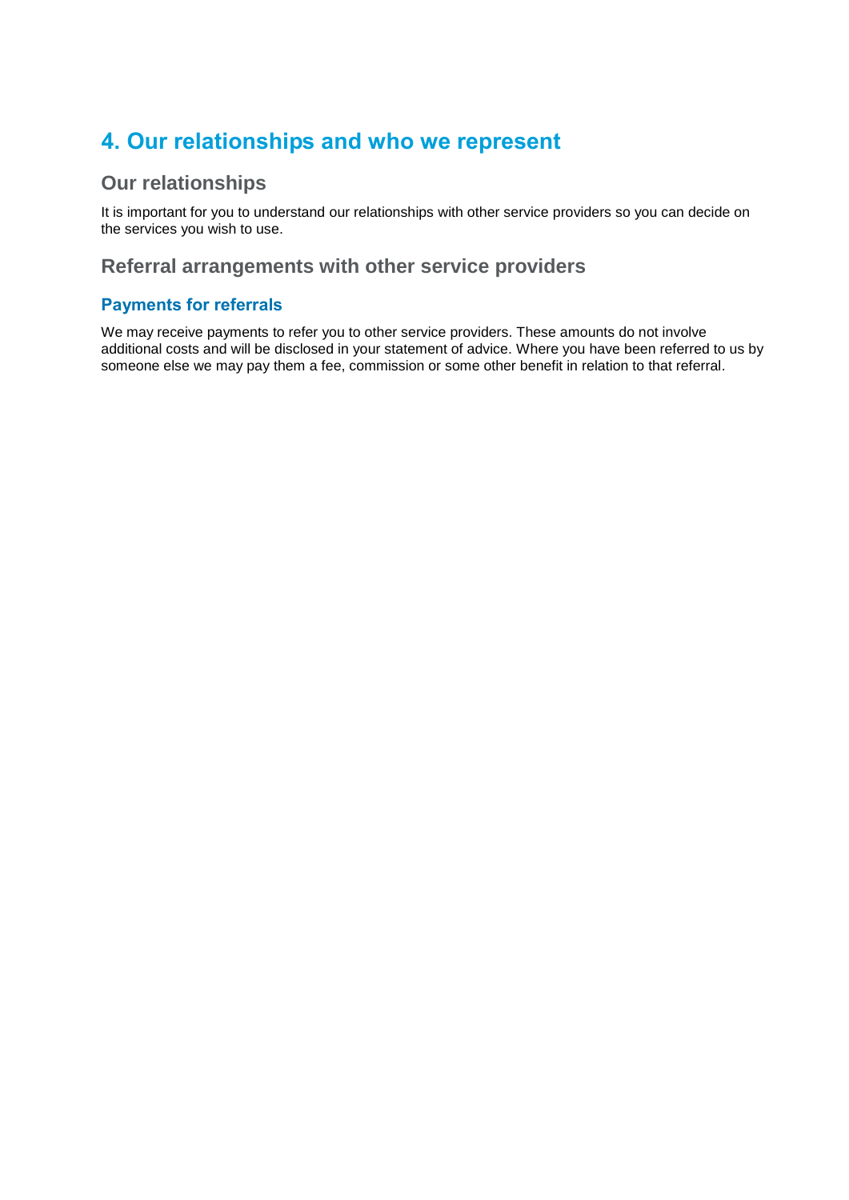# 4. Our relationships and who we represent

## Our relationships

It is important for you to understand our relationships with other service providers so you can decide on the services you wish to use.

## Referral arrangements with other service providers

### Payments for referrals

We may receive payments to refer you to other service providers. These amounts do not involve additional costs and will be disclosed in your statement of advice. Where you have been referred to us by someone else we may pay them a fee, commission or some other benefit in relation to that referral.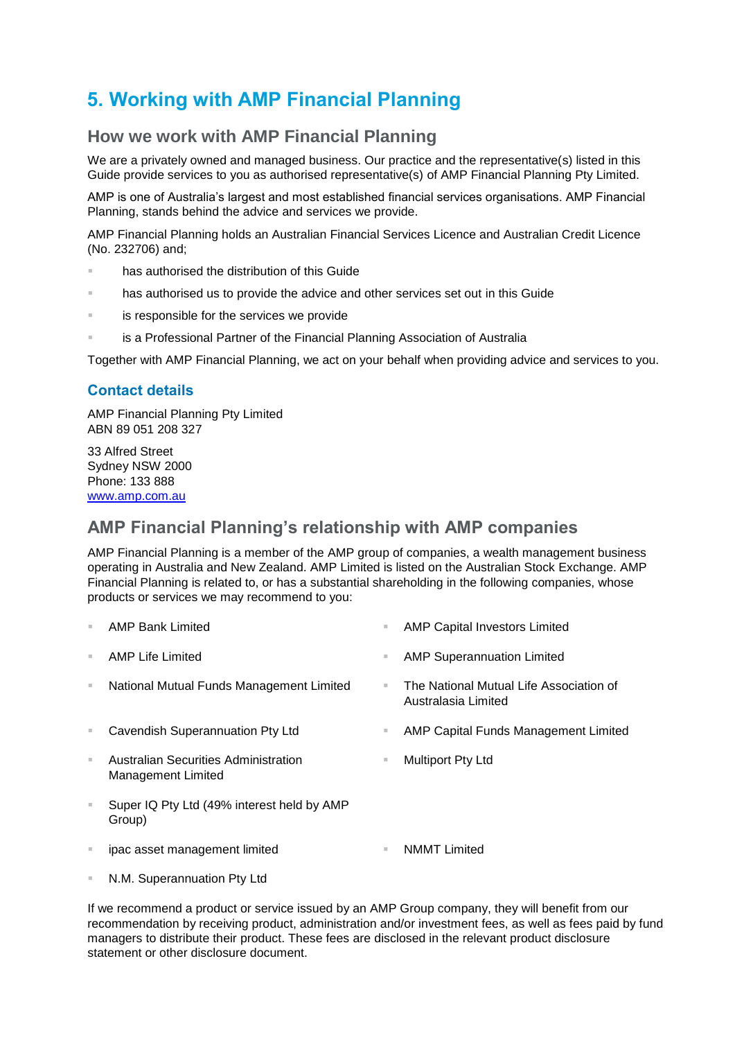# 5. Working with AMP Financial Planning

## How we work with AMP Financial Planning

We are a privately owned and managed business. Our practice and the representative(s) listed in this Guide provide services to you as authorised representative(s) of AMP Financial Planning Pty Limited.

AMP is one of Australia's largest and most established financial services organisations. AMP Financial Planning, stands behind the advice and services we provide.

AMP Financial Planning holds an Australian Financial Services Licence and Australian Credit Licence (No. 232706) and;

- has authorised the distribution of this Guide
- has authorised us to provide the advice and other services set out in this Guide
- is responsible for the services we provide
- is a Professional Partner of the Financial Planning Association of Australia

Together with AMP Financial Planning, we act on your behalf when providing advice and services to you.

### Contact details

AMP Financial Planning Pty Limited
ABN 89 051 208 327

33 Alfred Street
Sydney NSW 2000
Phone: 133 888
[www.amp.com.au](http://www.amp.com.au)

## AMP Financial Planning's relationship with AMP companies

AMP Financial Planning is a member of the AMP group of companies, a wealth management business operating in Australia and New Zealand. AMP Limited is listed on the Australian Stock Exchange. AMP Financial Planning is related to, or has a substantial shareholding in the following companies, whose products or services we may recommend to you:

- AMP Bank Limited
- AMP Capital Investors Limited
- AMP Life Limited
- AMP Superannuation Limited
- National Mutual Funds Management Limited
- The National Mutual Life Association of Australasia Limited
- Cavendish Superannuation Pty Ltd
- AMP Capital Funds Management Limited
- Australian Securities Administration Management Limited
- Multiport Pty Ltd
- Super IQ Pty Ltd (49% interest held by AMP Group)
- ipac asset management limited
- NMMT Limited
- N.M. Superannuation Pty Ltd

If we recommend a product or service issued by an AMP Group company, they will benefit from our recommendation by receiving product, administration and/or investment fees, as well as fees paid by fund managers to distribute their product. These fees are disclosed in the relevant product disclosure statement or other disclosure document.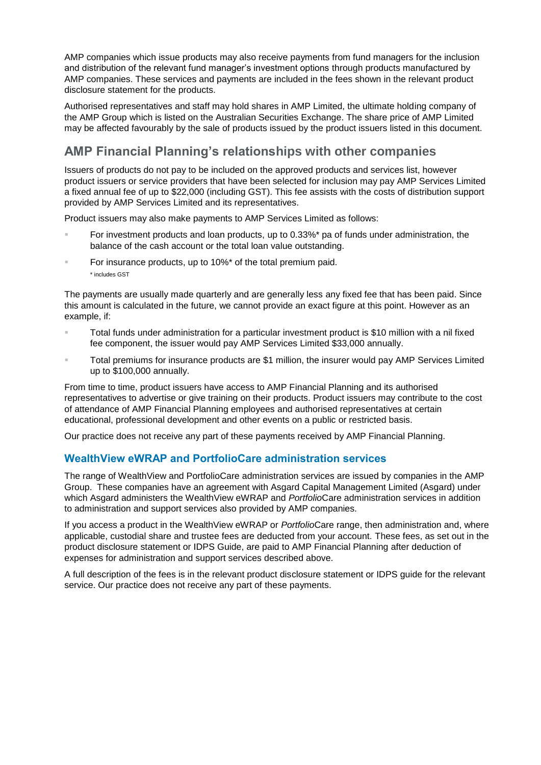AMP companies which issue products may also receive payments from fund managers for the inclusion and distribution of the relevant fund manager's investment options through products manufactured by AMP companies. These services and payments are included in the fees shown in the relevant product disclosure statement for the products.

Authorised representatives and staff may hold shares in AMP Limited, the ultimate holding company of the AMP Group which is listed on the Australian Securities Exchange. The share price of AMP Limited may be affected favourably by the sale of products issued by the product issuers listed in this document.

## AMP Financial Planning's relationships with other companies

Issuers of products do not pay to be included on the approved products and services list, however product issuers or service providers that have been selected for inclusion may pay AMP Services Limited a fixed annual fee of up to $22,000 (including GST). This fee assists with the costs of distribution support provided by AMP Services Limited and its representatives.

Product issuers may also make payments to AMP Services Limited as follows:

- For investment products and loan products, up to 0.33%* pa of funds under administration, the balance of the cash account or the total loan value outstanding.
- For insurance products, up to 10%* of the total premium paid.
  \* includes GST

The payments are usually made quarterly and are generally less any fixed fee that has been paid. Since this amount is calculated in the future, we cannot provide an exact figure at this point. However as an example, if:

- Total funds under administration for a particular investment product is $10 million with a nil fixed fee component, the issuer would pay AMP Services Limited $33,000 annually.
- Total premiums for insurance products are $1 million, the insurer would pay AMP Services Limited up to $100,000 annually.

From time to time, product issuers have access to AMP Financial Planning and its authorised representatives to advertise or give training on their products. Product issuers may contribute to the cost of attendance of AMP Financial Planning employees and authorised representatives at certain educational, professional development and other events on a public or restricted basis.

Our practice does not receive any part of these payments received by AMP Financial Planning.

### WealthView eWRAP and PortfolioCare administration services

The range of WealthView and PortfolioCare administration services are issued by companies in the AMP Group. These companies have an agreement with Asgard Capital Management Limited (Asgard) under which Asgard administers the WealthView eWRAP and *Portfolio*Care administration services in addition to administration and support services also provided by AMP companies.

If you access a product in the WealthView eWRAP or *Portfolio*Care range, then administration and, where applicable, custodial share and trustee fees are deducted from your account. These fees, as set out in the product disclosure statement or IDPS Guide, are paid to AMP Financial Planning after deduction of expenses for administration and support services described above.

A full description of the fees is in the relevant product disclosure statement or IDPS guide for the relevant service. Our practice does not receive any part of these payments.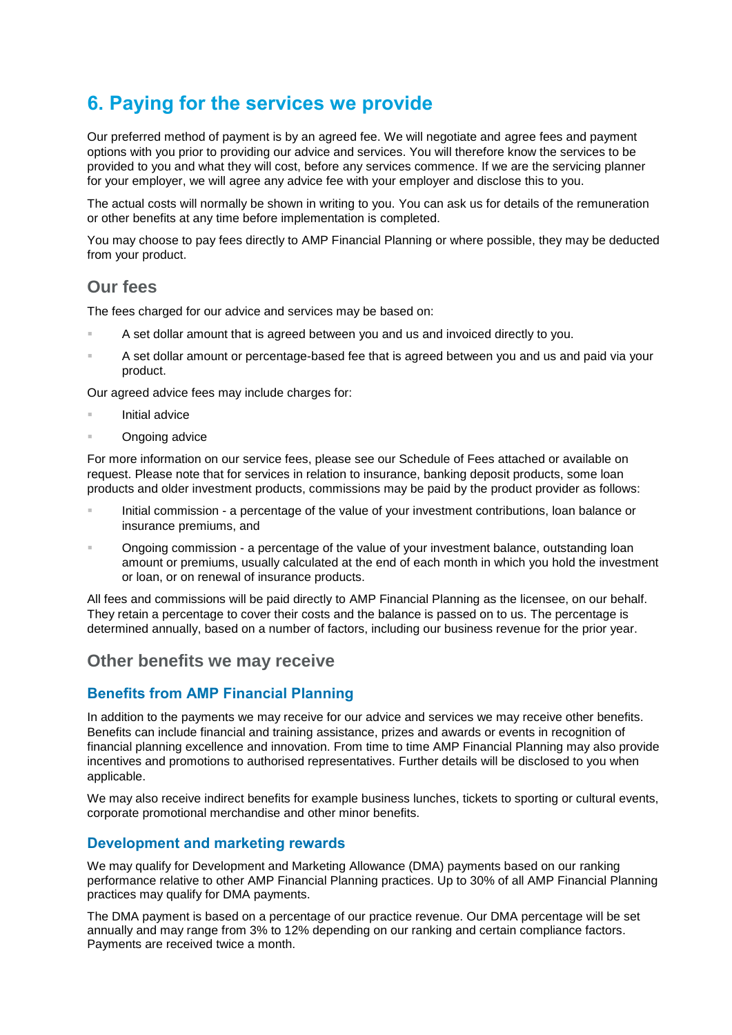# 6. Paying for the services we provide

Our preferred method of payment is by an agreed fee. We will negotiate and agree fees and payment options with you prior to providing our advice and services. You will therefore know the services to be provided to you and what they will cost, before any services commence. If we are the servicing planner for your employer, we will agree any advice fee with your employer and disclose this to you.

The actual costs will normally be shown in writing to you. You can ask us for details of the remuneration or other benefits at any time before implementation is completed.

You may choose to pay fees directly to AMP Financial Planning or where possible, they may be deducted from your product.

## Our fees

The fees charged for our advice and services may be based on:

- A set dollar amount that is agreed between you and us and invoiced directly to you.
- A set dollar amount or percentage-based fee that is agreed between you and us and paid via your product.

Our agreed advice fees may include charges for:

- Initial advice
- Ongoing advice

For more information on our service fees, please see our Schedule of Fees attached or available on request. Please note that for services in relation to insurance, banking deposit products, some loan products and older investment products, commissions may be paid by the product provider as follows:

- Initial commission - a percentage of the value of your investment contributions, loan balance or insurance premiums, and
- Ongoing commission - a percentage of the value of your investment balance, outstanding loan amount or premiums, usually calculated at the end of each month in which you hold the investment or loan, or on renewal of insurance products.

All fees and commissions will be paid directly to AMP Financial Planning as the licensee, on our behalf. They retain a percentage to cover their costs and the balance is passed on to us. The percentage is determined annually, based on a number of factors, including our business revenue for the prior year.

## Other benefits we may receive

### Benefits from AMP Financial Planning

In addition to the payments we may receive for our advice and services we may receive other benefits. Benefits can include financial and training assistance, prizes and awards or events in recognition of financial planning excellence and innovation. From time to time AMP Financial Planning may also provide incentives and promotions to authorised representatives. Further details will be disclosed to you when applicable.

We may also receive indirect benefits for example business lunches, tickets to sporting or cultural events, corporate promotional merchandise and other minor benefits.

### Development and marketing rewards

We may qualify for Development and Marketing Allowance (DMA) payments based on our ranking performance relative to other AMP Financial Planning practices. Up to 30% of all AMP Financial Planning practices may qualify for DMA payments.

The DMA payment is based on a percentage of our practice revenue. Our DMA percentage will be set annually and may range from 3% to 12% depending on our ranking and certain compliance factors. Payments are received twice a month.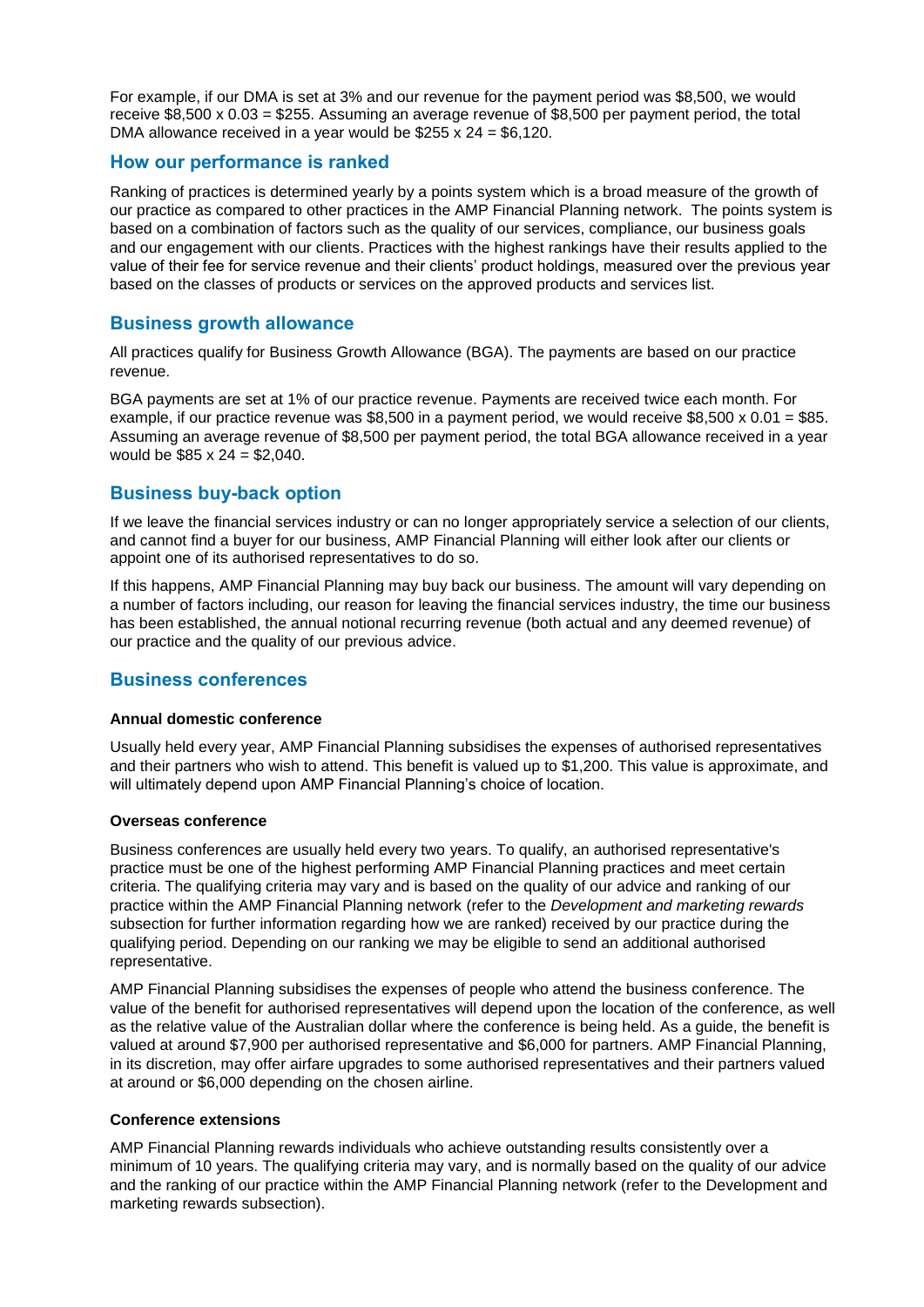For example, if our DMA is set at 3% and our revenue for the payment period was $8,500, we would receive $8,500 x 0.03 = $255. Assuming an average revenue of $8,500 per payment period, the total DMA allowance received in a year would be $255 x 24 = $6,120.

## How our performance is ranked

Ranking of practices is determined yearly by a points system which is a broad measure of the growth of our practice as compared to other practices in the AMP Financial Planning network. The points system is based on a combination of factors such as the quality of our services, compliance, our business goals and our engagement with our clients. Practices with the highest rankings have their results applied to the value of their fee for service revenue and their clients' product holdings, measured over the previous year based on the classes of products or services on the approved products and services list.

## Business growth allowance

All practices qualify for Business Growth Allowance (BGA). The payments are based on our practice revenue.

BGA payments are set at 1% of our practice revenue. Payments are received twice each month. For example, if our practice revenue was $8,500 in a payment period, we would receive $8,500 x 0.01 = $85. Assuming an average revenue of $8,500 per payment period, the total BGA allowance received in a year would be $85 x 24 = $2,040.

## Business buy-back option

If we leave the financial services industry or can no longer appropriately service a selection of our clients, and cannot find a buyer for our business, AMP Financial Planning will either look after our clients or appoint one of its authorised representatives to do so.

If this happens, AMP Financial Planning may buy back our business. The amount will vary depending on a number of factors including, our reason for leaving the financial services industry, the time our business has been established, the annual notional recurring revenue (both actual and any deemed revenue) of our practice and the quality of our previous advice.

## Business conferences

**Annual domestic conference**

Usually held every year, AMP Financial Planning subsidises the expenses of authorised representatives and their partners who wish to attend. This benefit is valued up to $1,200. This value is approximate, and will ultimately depend upon AMP Financial Planning's choice of location.

**Overseas conference**

Business conferences are usually held every two years. To qualify, an authorised representative's practice must be one of the highest performing AMP Financial Planning practices and meet certain criteria. The qualifying criteria may vary and is based on the quality of our advice and ranking of our practice within the AMP Financial Planning network (refer to the *Development and marketing rewards* subsection for further information regarding how we are ranked) received by our practice during the qualifying period. Depending on our ranking we may be eligible to send an additional authorised representative.

AMP Financial Planning subsidises the expenses of people who attend the business conference. The value of the benefit for authorised representatives will depend upon the location of the conference, as well as the relative value of the Australian dollar where the conference is being held. As a guide, the benefit is valued at around $7,900 per authorised representative and $6,000 for partners. AMP Financial Planning, in its discretion, may offer airfare upgrades to some authorised representatives and their partners valued at around or $6,000 depending on the chosen airline.

**Conference extensions**

AMP Financial Planning rewards individuals who achieve outstanding results consistently over a minimum of 10 years. The qualifying criteria may vary, and is normally based on the quality of our advice and the ranking of our practice within the AMP Financial Planning network (refer to the Development and marketing rewards subsection).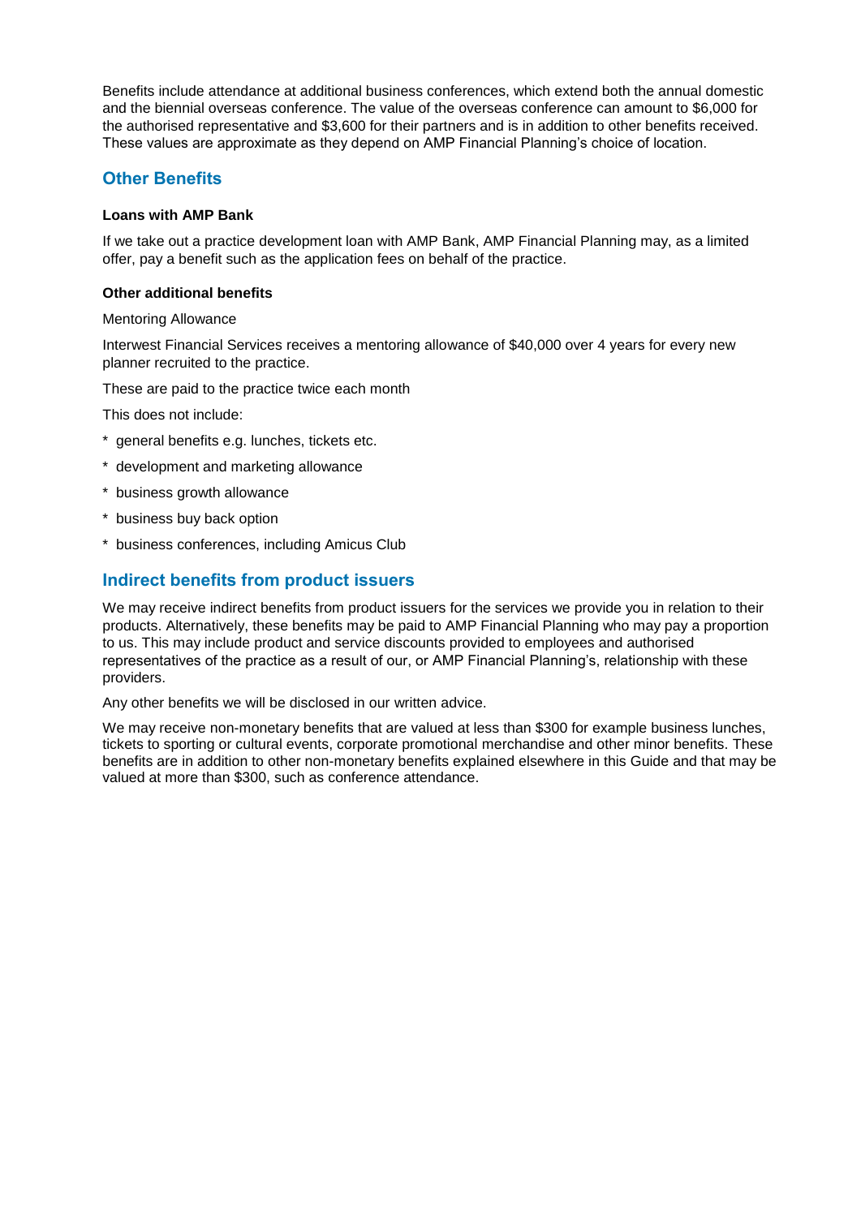Benefits include attendance at additional business conferences, which extend both the annual domestic and the biennial overseas conference. The value of the overseas conference can amount to $6,000 for the authorised representative and $3,600 for their partners and is in addition to other benefits received. These values are approximate as they depend on AMP Financial Planning's choice of location.

## Other Benefits

**Loans with AMP Bank**

If we take out a practice development loan with AMP Bank, AMP Financial Planning may, as a limited offer, pay a benefit such as the application fees on behalf of the practice.

**Other additional benefits**

Mentoring Allowance

Interwest Financial Services receives a mentoring allowance of $40,000 over 4 years for every new planner recruited to the practice.

These are paid to the practice twice each month

This does not include:

* general benefits e.g. lunches, tickets etc.
* development and marketing allowance
* business growth allowance
* business buy back option
* business conferences, including Amicus Club

## Indirect benefits from product issuers

We may receive indirect benefits from product issuers for the services we provide you in relation to their products. Alternatively, these benefits may be paid to AMP Financial Planning who may pay a proportion to us. This may include product and service discounts provided to employees and authorised representatives of the practice as a result of our, or AMP Financial Planning's, relationship with these providers.

Any other benefits we will be disclosed in our written advice.

We may receive non-monetary benefits that are valued at less than $300 for example business lunches, tickets to sporting or cultural events, corporate promotional merchandise and other minor benefits. These benefits are in addition to other non-monetary benefits explained elsewhere in this Guide and that may be valued at more than $300, such as conference attendance.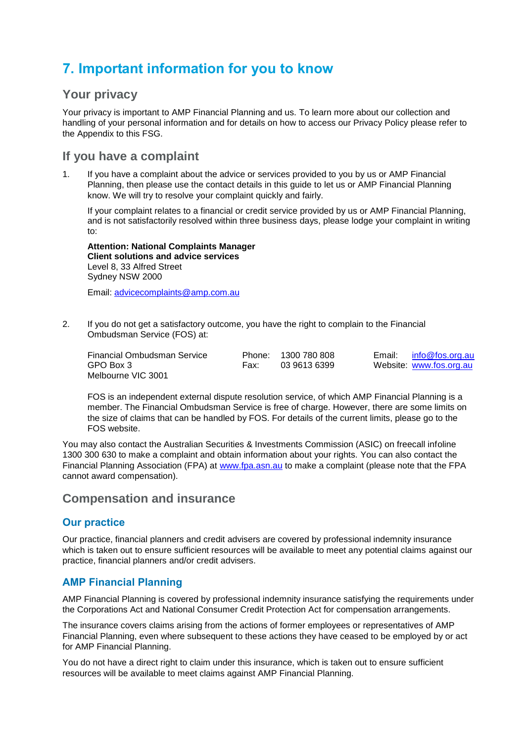# 7. Important information for you to know

## Your privacy

Your privacy is important to AMP Financial Planning and us. To learn more about our collection and handling of your personal information and for details on how to access our Privacy Policy please refer to the Appendix to this FSG.

## If you have a complaint

1. If you have a complaint about the advice or services provided to you by us or AMP Financial Planning, then please use the contact details in this guide to let us or AMP Financial Planning know. We will try to resolve your complaint quickly and fairly.

   If your complaint relates to a financial or credit service provided by us or AMP Financial Planning, and is not satisfactorily resolved within three business days, please lodge your complaint in writing to:

   **Attention: National Complaints Manager**
   **Client solutions and advice services**
   Level 8, 33 Alfred Street
   Sydney NSW 2000

   Email: advicecomplaints@amp.com.au

2. If you do not get a satisfactory outcome, you have the right to complain to the Financial Ombudsman Service (FOS) at:

   | | | |
   |---|---|---|
   | Financial Ombudsman Service<br>GPO Box 3<br>Melbourne VIC 3001 | Phone: 1300 780 808<br>Fax: 03 9613 6399 | Email: info@fos.org.au<br>Website: www.fos.org.au |

   FOS is an independent external dispute resolution service, of which AMP Financial Planning is a member. The Financial Ombudsman Service is free of charge. However, there are some limits on the size of claims that can be handled by FOS. For details of the current limits, please go to the FOS website.

You may also contact the Australian Securities & Investments Commission (ASIC) on freecall infoline 1300 300 630 to make a complaint and obtain information about your rights. You can also contact the Financial Planning Association (FPA) at www.fpa.asn.au to make a complaint (please note that the FPA cannot award compensation).

## Compensation and insurance

### Our practice

Our practice, financial planners and credit advisers are covered by professional indemnity insurance which is taken out to ensure sufficient resources will be available to meet any potential claims against our practice, financial planners and/or credit advisers.

### AMP Financial Planning

AMP Financial Planning is covered by professional indemnity insurance satisfying the requirements under the Corporations Act and National Consumer Credit Protection Act for compensation arrangements.

The insurance covers claims arising from the actions of former employees or representatives of AMP Financial Planning, even where subsequent to these actions they have ceased to be employed by or act for AMP Financial Planning.

You do not have a direct right to claim under this insurance, which is taken out to ensure sufficient resources will be available to meet claims against AMP Financial Planning.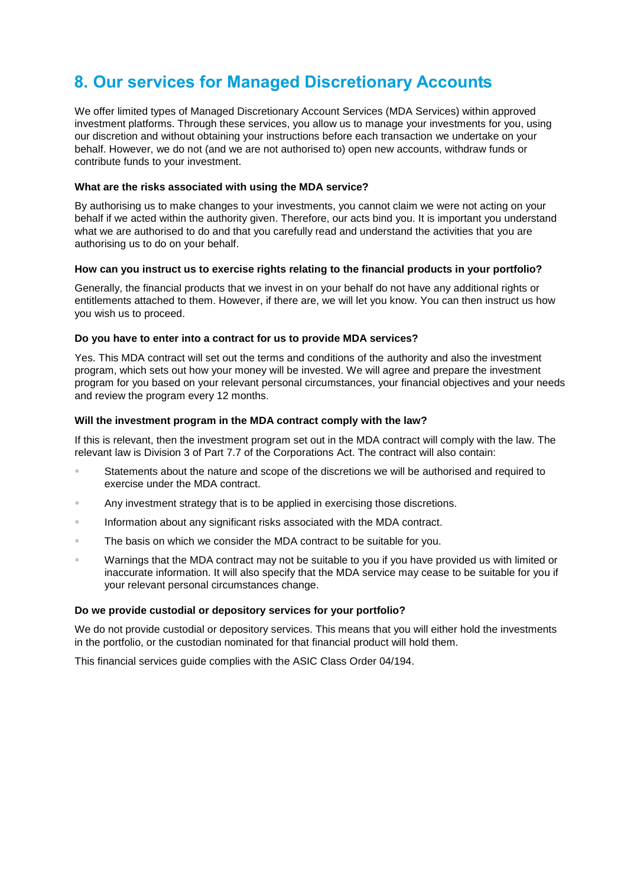# 8. Our services for Managed Discretionary Accounts

We offer limited types of Managed Discretionary Account Services (MDA Services) within approved investment platforms. Through these services, you allow us to manage your investments for you, using our discretion and without obtaining your instructions before each transaction we undertake on your behalf. However, we do not (and we are not authorised to) open new accounts, withdraw funds or contribute funds to your investment.

**What are the risks associated with using the MDA service?**

By authorising us to make changes to your investments, you cannot claim we were not acting on your behalf if we acted within the authority given. Therefore, our acts bind you. It is important you understand what we are authorised to do and that you carefully read and understand the activities that you are authorising us to do on your behalf.

**How can you instruct us to exercise rights relating to the financial products in your portfolio?**

Generally, the financial products that we invest in on your behalf do not have any additional rights or entitlements attached to them. However, if there are, we will let you know. You can then instruct us how you wish us to proceed.

**Do you have to enter into a contract for us to provide MDA services?**

Yes. This MDA contract will set out the terms and conditions of the authority and also the investment program, which sets out how your money will be invested. We will agree and prepare the investment program for you based on your relevant personal circumstances, your financial objectives and your needs and review the program every 12 months.

**Will the investment program in the MDA contract comply with the law?**

If this is relevant, then the investment program set out in the MDA contract will comply with the law. The relevant law is Division 3 of Part 7.7 of the Corporations Act. The contract will also contain:

- Statements about the nature and scope of the discretions we will be authorised and required to exercise under the MDA contract.
- Any investment strategy that is to be applied in exercising those discretions.
- Information about any significant risks associated with the MDA contract.
- The basis on which we consider the MDA contract to be suitable for you.
- Warnings that the MDA contract may not be suitable to you if you have provided us with limited or inaccurate information. It will also specify that the MDA service may cease to be suitable for you if your relevant personal circumstances change.

**Do we provide custodial or depository services for your portfolio?**

We do not provide custodial or depository services. This means that you will either hold the investments in the portfolio, or the custodian nominated for that financial product will hold them.

This financial services guide complies with the ASIC Class Order 04/194.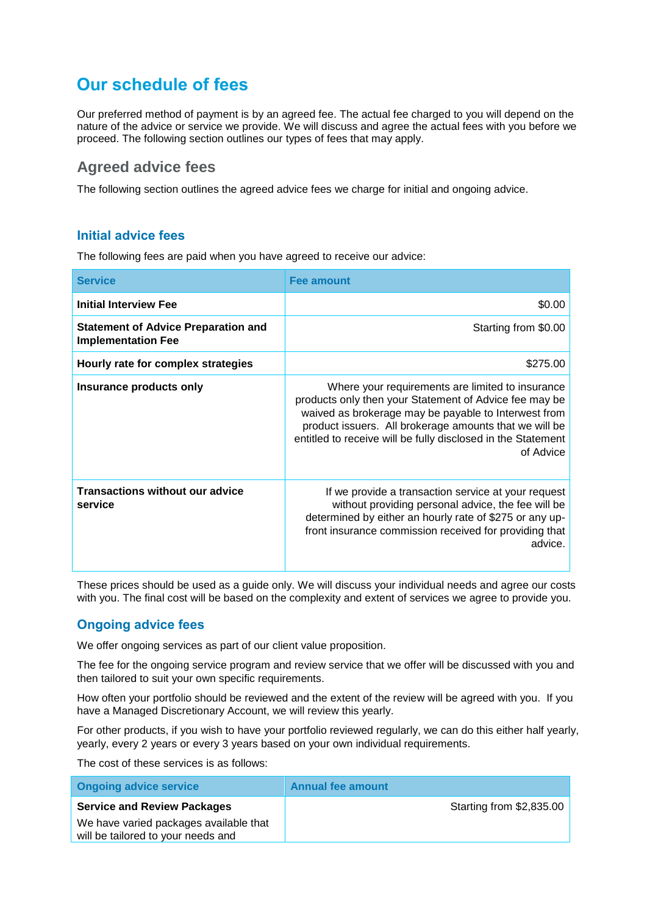# Our schedule of fees

Our preferred method of payment is by an agreed fee. The actual fee charged to you will depend on the nature of the advice or service we provide. We will discuss and agree the actual fees with you before we proceed. The following section outlines our types of fees that may apply.

## Agreed advice fees

The following section outlines the agreed advice fees we charge for initial and ongoing advice.

### Initial advice fees

The following fees are paid when you have agreed to receive our advice:

| Service | Fee amount |
|---|---|
| **Initial Interview Fee** | $0.00 |
| **Statement of Advice Preparation and Implementation Fee** | Starting from $0.00 |
| **Hourly rate for complex strategies** | $275.00 |
| **Insurance products only** | Where your requirements are limited to insurance products only then your Statement of Advice fee may be waived as brokerage may be payable to Interwest from product issuers. All brokerage amounts that we will be entitled to receive will be fully disclosed in the Statement of Advice |
| **Transactions without our advice service** | If we provide a transaction service at your request without providing personal advice, the fee will be determined by either an hourly rate of $275 or any up-front insurance commission received for providing that advice. |

These prices should be used as a guide only. We will discuss your individual needs and agree our costs with you. The final cost will be based on the complexity and extent of services we agree to provide you.

### Ongoing advice fees

We offer ongoing services as part of our client value proposition.

The fee for the ongoing service program and review service that we offer will be discussed with you and then tailored to suit your own specific requirements.

How often your portfolio should be reviewed and the extent of the review will be agreed with you. If you have a Managed Discretionary Account, we will review this yearly.

For other products, if you wish to have your portfolio reviewed regularly, we can do this either half yearly, yearly, every 2 years or every 3 years based on your own individual requirements.

The cost of these services is as follows:

| Ongoing advice service | Annual fee amount |
|---|---|
| **Service and Review Packages**<br>We have varied packages available that will be tailored to your needs and | Starting from $2,835.00 |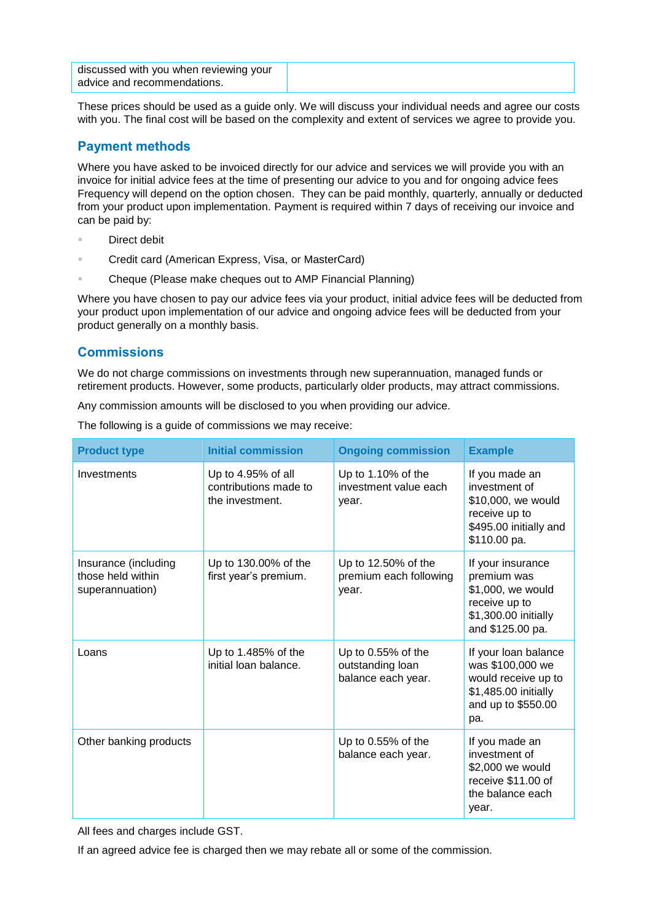| discussed with you when reviewing your advice and recommendations. | |
|---|---|

These prices should be used as a guide only. We will discuss your individual needs and agree our costs with you. The final cost will be based on the complexity and extent of services we agree to provide you.

## Payment methods

Where you have asked to be invoiced directly for our advice and services we will provide you with an invoice for initial advice fees at the time of presenting our advice to you and for ongoing advice fees Frequency will depend on the option chosen. They can be paid monthly, quarterly, annually or deducted from your product upon implementation. Payment is required within 7 days of receiving our invoice and can be paid by:

- Direct debit
- Credit card (American Express, Visa, or MasterCard)
- Cheque (Please make cheques out to AMP Financial Planning)

Where you have chosen to pay our advice fees via your product, initial advice fees will be deducted from your product upon implementation of our advice and ongoing advice fees will be deducted from your product generally on a monthly basis.

## Commissions

We do not charge commissions on investments through new superannuation, managed funds or retirement products. However, some products, particularly older products, may attract commissions.

Any commission amounts will be disclosed to you when providing our advice.

The following is a guide of commissions we may receive:

| Product type | Initial commission | Ongoing commission | Example |
|---|---|---|---|
| Investments | Up to 4.95% of all contributions made to the investment. | Up to 1.10% of the investment value each year. | If you made an investment of $10,000, we would receive up to $495.00 initially and $110.00 pa. |
| Insurance (including those held within superannuation) | Up to 130.00% of the first year's premium. | Up to 12.50% of the premium each following year. | If your insurance premium was $1,000, we would receive up to $1,300.00 initially and $125.00 pa. |
| Loans | Up to 1.485% of the initial loan balance. | Up to 0.55% of the outstanding loan balance each year. | If your loan balance was $100,000 we would receive up to $1,485.00 initially and up to $550.00 pa. |
| Other banking products | | Up to 0.55% of the balance each year. | If you made an investment of $2,000 we would receive $11.00 of the balance each year. |

All fees and charges include GST.

If an agreed advice fee is charged then we may rebate all or some of the commission.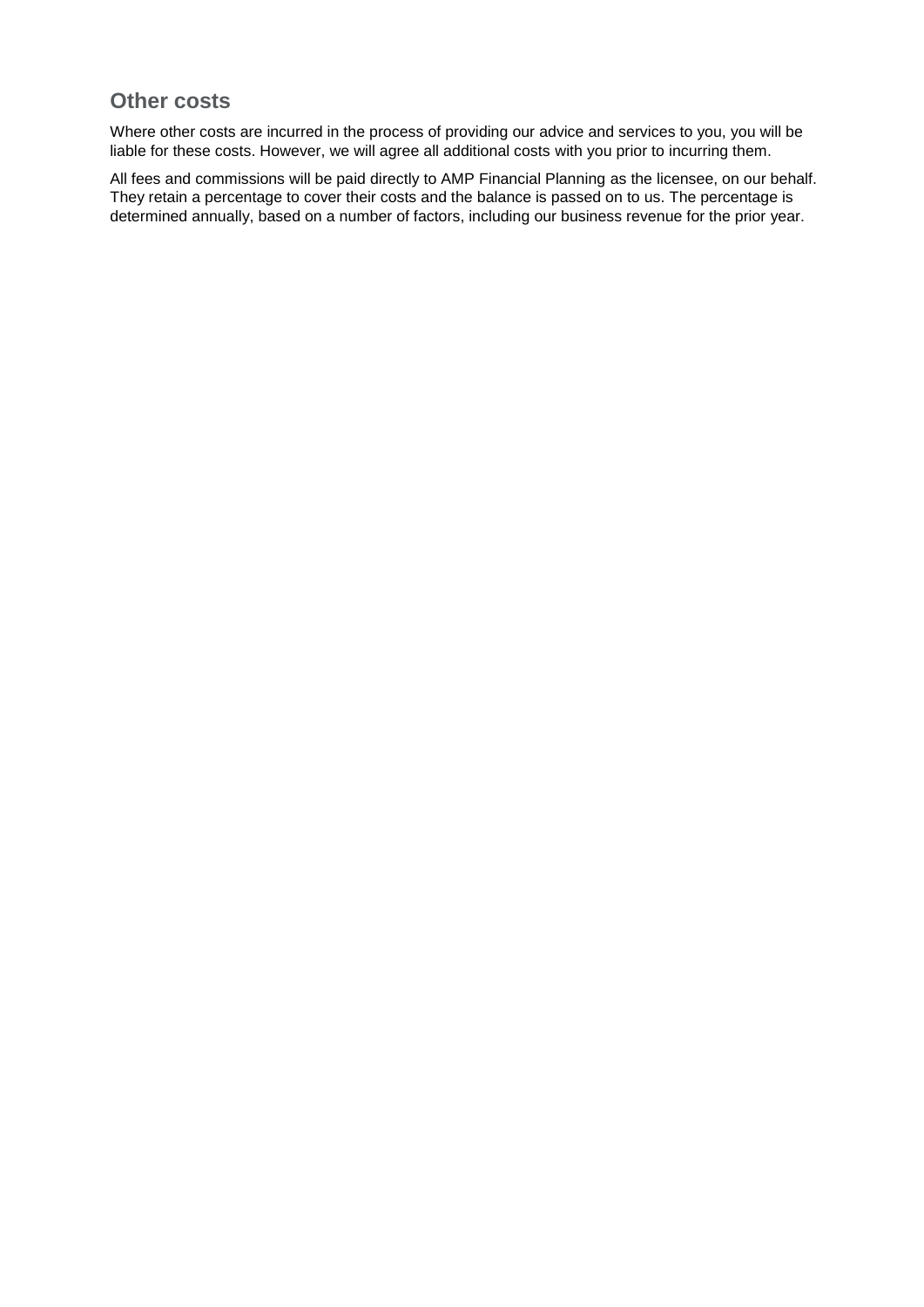## Other costs

Where other costs are incurred in the process of providing our advice and services to you, you will be liable for these costs. However, we will agree all additional costs with you prior to incurring them.

All fees and commissions will be paid directly to AMP Financial Planning as the licensee, on our behalf. They retain a percentage to cover their costs and the balance is passed on to us. The percentage is determined annually, based on a number of factors, including our business revenue for the prior year.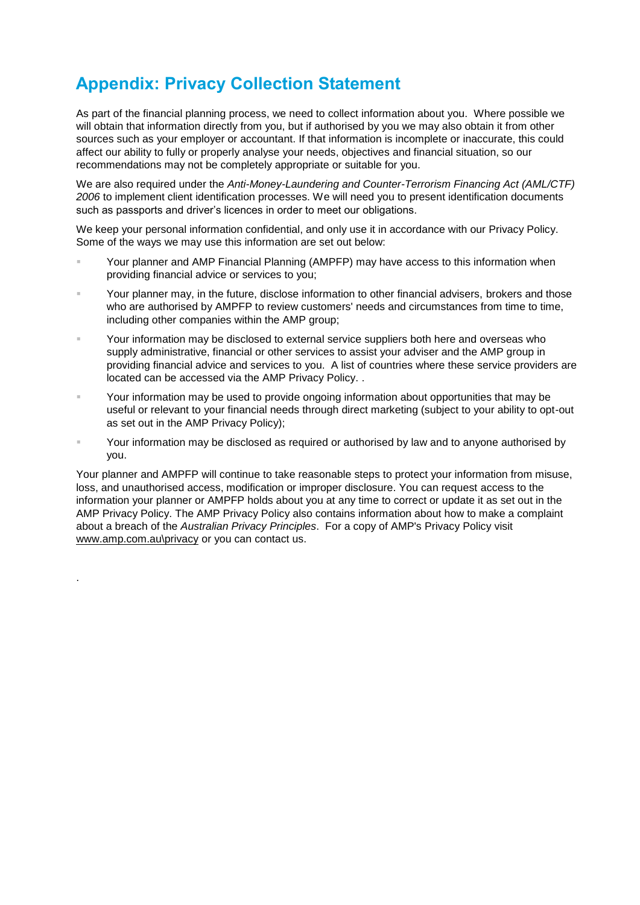# Appendix: Privacy Collection Statement

As part of the financial planning process, we need to collect information about you. Where possible we will obtain that information directly from you, but if authorised by you we may also obtain it from other sources such as your employer or accountant. If that information is incomplete or inaccurate, this could affect our ability to fully or properly analyse your needs, objectives and financial situation, so our recommendations may not be completely appropriate or suitable for you.

We are also required under the *Anti-Money-Laundering and Counter-Terrorism Financing Act (AML/CTF) 2006* to implement client identification processes. We will need you to present identification documents such as passports and driver's licences in order to meet our obligations.

We keep your personal information confidential, and only use it in accordance with our Privacy Policy. Some of the ways we may use this information are set out below:

- Your planner and AMP Financial Planning (AMPFP) may have access to this information when providing financial advice or services to you;
- Your planner may, in the future, disclose information to other financial advisers, brokers and those who are authorised by AMPFP to review customers' needs and circumstances from time to time, including other companies within the AMP group;
- Your information may be disclosed to external service suppliers both here and overseas who supply administrative, financial or other services to assist your adviser and the AMP group in providing financial advice and services to you. A list of countries where these service providers are located can be accessed via the AMP Privacy Policy. .
- Your information may be used to provide ongoing information about opportunities that may be useful or relevant to your financial needs through direct marketing (subject to your ability to opt-out as set out in the AMP Privacy Policy);
- Your information may be disclosed as required or authorised by law and to anyone authorised by you.

Your planner and AMPFP will continue to take reasonable steps to protect your information from misuse, loss, and unauthorised access, modification or improper disclosure. You can request access to the information your planner or AMPFP holds about you at any time to correct or update it as set out in the AMP Privacy Policy. The AMP Privacy Policy also contains information about how to make a complaint about a breach of the *Australian Privacy Principles*. For a copy of AMP's Privacy Policy visit www.amp.com.au\privacy or you can contact us.

.